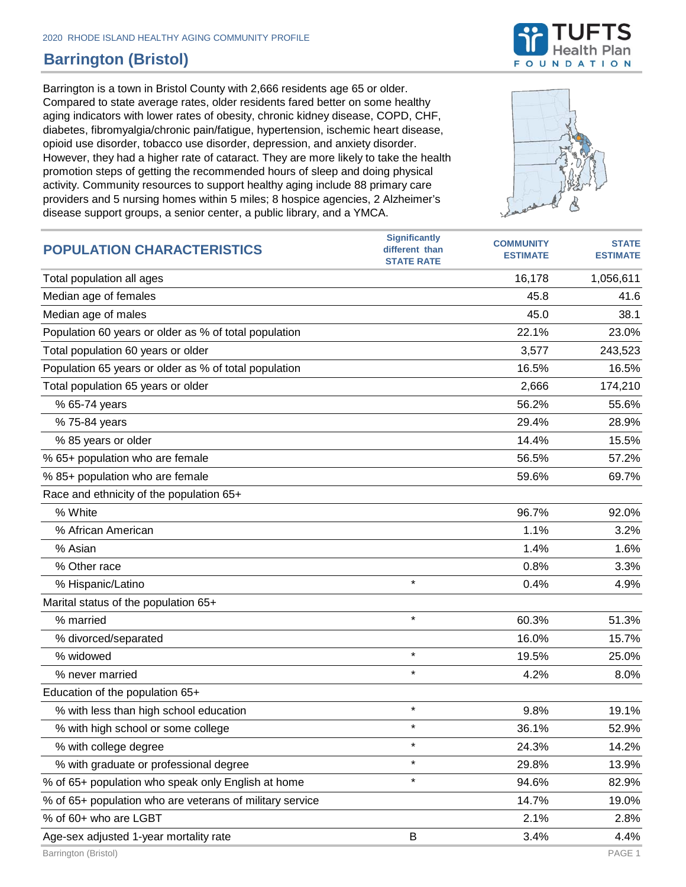2020 RHODE ISLAND HEALTHY AGING COMMUNITY PROFILE

# Barrington (Bristol)

Barrington is a town in Bristol County with 2,666 residents age 65 or older. Compared to state average rates, older residents fared better on some healthy aging indicators with lower rates of obesity, chronic kidney disease, COPD, CHF, diabetes, fibromyalgia/chronic pain/fatigue, hypertension, ischemic heart disease, opioid use disorder, tobacco use disorder, depression, and anxiety disorder. However, they had a higher rate of cataract. They are more likely to take the health promotion steps of getting the recommended hours of sleep and doing physical activity. Community resources to support healthy aging include 88 primary care providers and 5 nursing homes within 5 miles; 8 hospice agencies, 2 Alzheimer's disease support groups, a senior center, a public library, and a YMCA.

| POPULATION CHARACTERISTICS | Significantly different than STATE RATE | COMMUNITY ESTIMATE | STATE ESTIMATE |
|---|---|---|---|
| Total population all ages | | 16,178 | 1,056,611 |
| Median age of females | | 45.8 | 41.6 |
| Median age of males | | 45.0 | 38.1 |
| Population 60 years or older as % of total population | | 22.1% | 23.0% |
| Total population 60 years or older | | 3,577 | 243,523 |
| Population 65 years or older as % of total population | | 16.5% | 16.5% |
| Total population 65 years or older | | 2,666 | 174,210 |
| % 65-74 years | | 56.2% | 55.6% |
| % 75-84 years | | 29.4% | 28.9% |
| % 85 years or older | | 14.4% | 15.5% |
| % 65+ population who are female | | 56.5% | 57.2% |
| % 85+ population who are female | | 59.6% | 69.7% |
| Race and ethnicity of the population 65+ | | | |
| % White | | 96.7% | 92.0% |
| % African American | | 1.1% | 3.2% |
| % Asian | | 1.4% | 1.6% |
| % Other race | | 0.8% | 3.3% |
| % Hispanic/Latino | * | 0.4% | 4.9% |
| Marital status of the population 65+ | | | |
| % married | * | 60.3% | 51.3% |
| % divorced/separated | | 16.0% | 15.7% |
| % widowed | * | 19.5% | 25.0% |
| % never married | * | 4.2% | 8.0% |
| Education of the population 65+ | | | |
| % with less than high school education | * | 9.8% | 19.1% |
| % with high school or some college | * | 36.1% | 52.9% |
| % with college degree | * | 24.3% | 14.2% |
| % with graduate or professional degree | * | 29.8% | 13.9% |
| % of 65+ population who speak only English at home | * | 94.6% | 82.9% |
| % of 65+ population who are veterans of military service | | 14.7% | 19.0% |
| % of 60+ who are LGBT | | 2.1% | 2.8% |
| Age-sex adjusted 1-year mortality rate | B | 3.4% | 4.4% |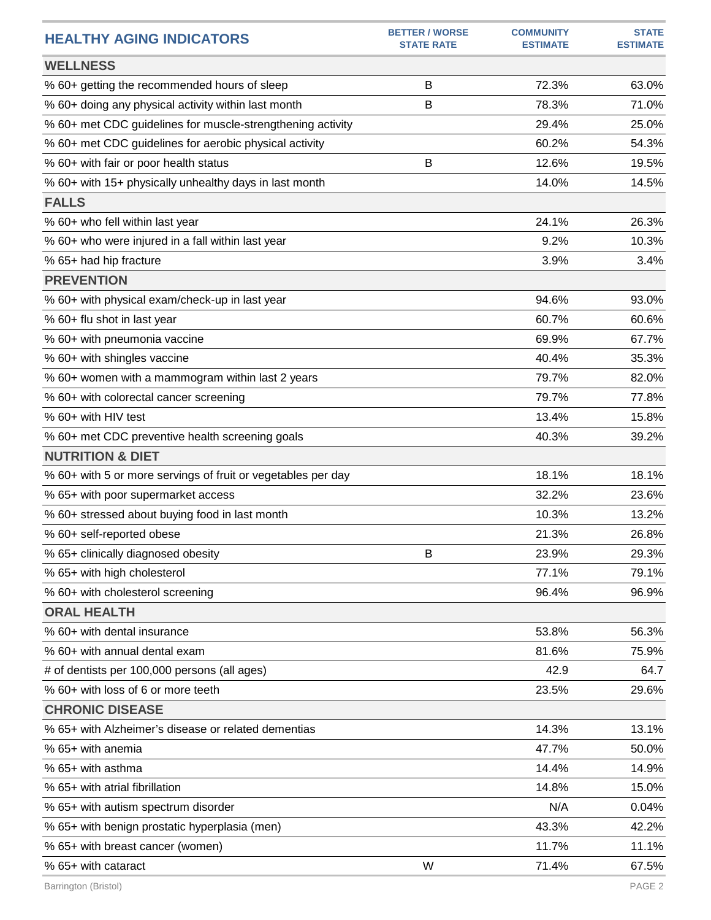| HEALTHY AGING INDICATORS | BETTER / WORSE STATE RATE | COMMUNITY ESTIMATE | STATE ESTIMATE |
|---|---|---|---|
| **WELLNESS** | | | |
| % 60+ getting the recommended hours of sleep | B | 72.3% | 63.0% |
| % 60+ doing any physical activity within last month | B | 78.3% | 71.0% |
| % 60+ met CDC guidelines for muscle-strengthening activity | | 29.4% | 25.0% |
| % 60+ met CDC guidelines for aerobic physical activity | | 60.2% | 54.3% |
| % 60+ with fair or poor health status | B | 12.6% | 19.5% |
| % 60+ with 15+ physically unhealthy days in last month | | 14.0% | 14.5% |
| **FALLS** | | | |
| % 60+ who fell within last year | | 24.1% | 26.3% |
| % 60+ who were injured in a fall within last year | | 9.2% | 10.3% |
| % 65+ had hip fracture | | 3.9% | 3.4% |
| **PREVENTION** | | | |
| % 60+ with physical exam/check-up in last year | | 94.6% | 93.0% |
| % 60+ flu shot in last year | | 60.7% | 60.6% |
| % 60+ with pneumonia vaccine | | 69.9% | 67.7% |
| % 60+ with shingles vaccine | | 40.4% | 35.3% |
| % 60+ women with a mammogram within last 2 years | | 79.7% | 82.0% |
| % 60+ with colorectal cancer screening | | 79.7% | 77.8% |
| % 60+ with HIV test | | 13.4% | 15.8% |
| % 60+ met CDC preventive health screening goals | | 40.3% | 39.2% |
| **NUTRITION & DIET** | | | |
| % 60+ with 5 or more servings of fruit or vegetables per day | | 18.1% | 18.1% |
| % 65+ with poor supermarket access | | 32.2% | 23.6% |
| % 60+ stressed about buying food in last month | | 10.3% | 13.2% |
| % 60+ self-reported obese | | 21.3% | 26.8% |
| % 65+ clinically diagnosed obesity | B | 23.9% | 29.3% |
| % 65+ with high cholesterol | | 77.1% | 79.1% |
| % 60+ with cholesterol screening | | 96.4% | 96.9% |
| **ORAL HEALTH** | | | |
| % 60+ with dental insurance | | 53.8% | 56.3% |
| % 60+ with annual dental exam | | 81.6% | 75.9% |
| # of dentists per 100,000 persons (all ages) | | 42.9 | 64.7 |
| % 60+ with loss of 6 or more teeth | | 23.5% | 29.6% |
| **CHRONIC DISEASE** | | | |
| % 65+ with Alzheimer's disease or related dementias | | 14.3% | 13.1% |
| % 65+ with anemia | | 47.7% | 50.0% |
| % 65+ with asthma | | 14.4% | 14.9% |
| % 65+ with atrial fibrillation | | 14.8% | 15.0% |
| % 65+ with autism spectrum disorder | | N/A | 0.04% |
| % 65+ with benign prostatic hyperplasia (men) | | 43.3% | 42.2% |
| % 65+ with breast cancer (women) | | 11.7% | 11.1% |
| % 65+ with cataract | W | 71.4% | 67.5% |

Barrington (Bristol)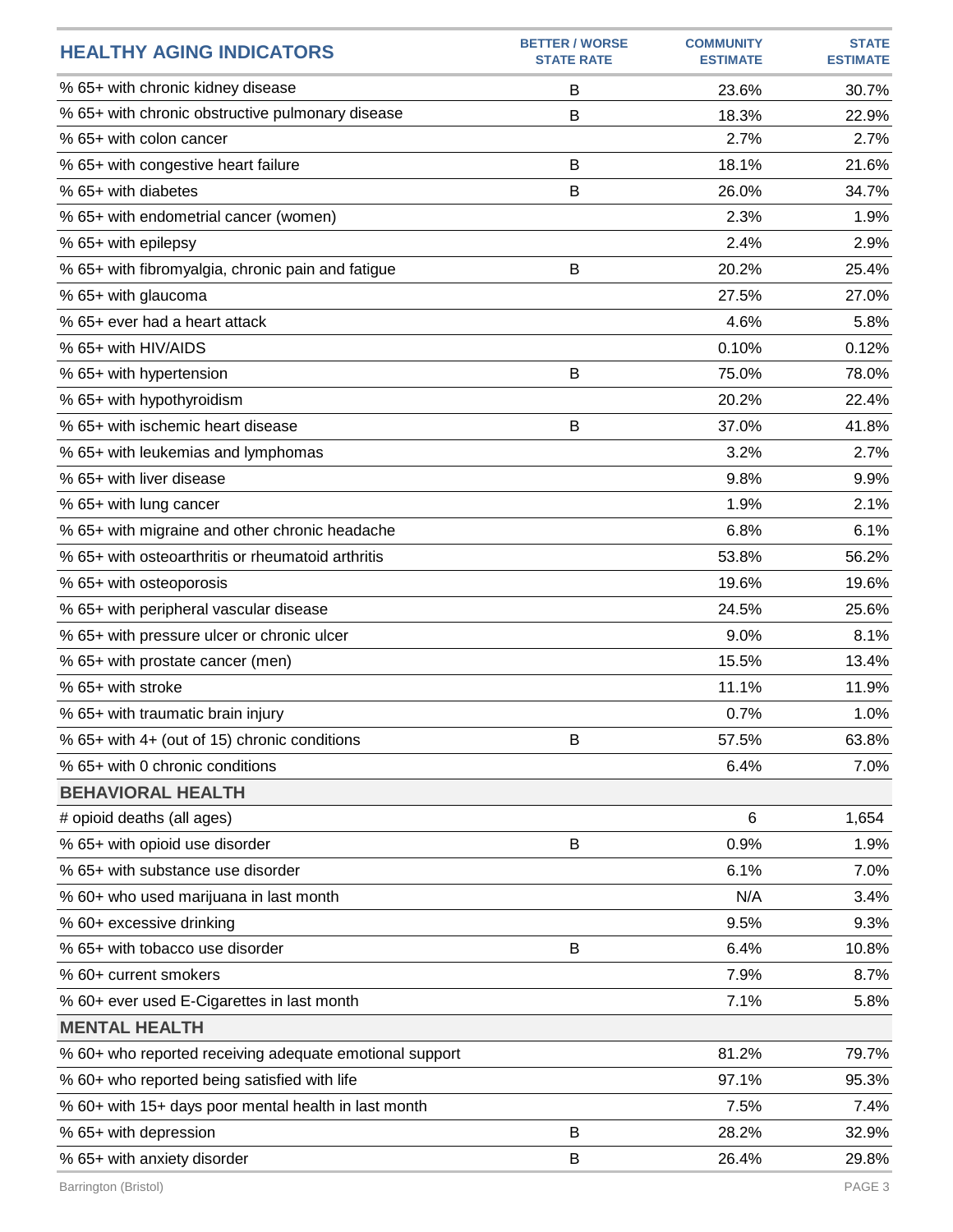| HEALTHY AGING INDICATORS | BETTER / WORSE STATE RATE | COMMUNITY ESTIMATE | STATE ESTIMATE |
|---|---|---|---|
| % 65+ with chronic kidney disease | B | 23.6% | 30.7% |
| % 65+ with chronic obstructive pulmonary disease | B | 18.3% | 22.9% |
| % 65+ with colon cancer | | 2.7% | 2.7% |
| % 65+ with congestive heart failure | B | 18.1% | 21.6% |
| % 65+ with diabetes | B | 26.0% | 34.7% |
| % 65+ with endometrial cancer (women) | | 2.3% | 1.9% |
| % 65+ with epilepsy | | 2.4% | 2.9% |
| % 65+ with fibromyalgia, chronic pain and fatigue | B | 20.2% | 25.4% |
| % 65+ with glaucoma | | 27.5% | 27.0% |
| % 65+ ever had a heart attack | | 4.6% | 5.8% |
| % 65+ with HIV/AIDS | | 0.10% | 0.12% |
| % 65+ with hypertension | B | 75.0% | 78.0% |
| % 65+ with hypothyroidism | | 20.2% | 22.4% |
| % 65+ with ischemic heart disease | B | 37.0% | 41.8% |
| % 65+ with leukemias and lymphomas | | 3.2% | 2.7% |
| % 65+ with liver disease | | 9.8% | 9.9% |
| % 65+ with lung cancer | | 1.9% | 2.1% |
| % 65+ with migraine and other chronic headache | | 6.8% | 6.1% |
| % 65+ with osteoarthritis or rheumatoid arthritis | | 53.8% | 56.2% |
| % 65+ with osteoporosis | | 19.6% | 19.6% |
| % 65+ with peripheral vascular disease | | 24.5% | 25.6% |
| % 65+ with pressure ulcer or chronic ulcer | | 9.0% | 8.1% |
| % 65+ with prostate cancer (men) | | 15.5% | 13.4% |
| % 65+ with stroke | | 11.1% | 11.9% |
| % 65+ with traumatic brain injury | | 0.7% | 1.0% |
| % 65+ with 4+ (out of 15) chronic conditions | B | 57.5% | 63.8% |
| % 65+ with 0 chronic conditions | | 6.4% | 7.0% |
| **BEHAVIORAL HEALTH** | | | |
| # opioid deaths (all ages) | | 6 | 1,654 |
| % 65+ with opioid use disorder | B | 0.9% | 1.9% |
| % 65+ with substance use disorder | | 6.1% | 7.0% |
| % 60+ who used marijuana in last month | | N/A | 3.4% |
| % 60+ excessive drinking | | 9.5% | 9.3% |
| % 65+ with tobacco use disorder | B | 6.4% | 10.8% |
| % 60+ current smokers | | 7.9% | 8.7% |
| % 60+ ever used E-Cigarettes in last month | | 7.1% | 5.8% |
| **MENTAL HEALTH** | | | |
| % 60+ who reported receiving adequate emotional support | | 81.2% | 79.7% |
| % 60+ who reported being satisfied with life | | 97.1% | 95.3% |
| % 60+ with 15+ days poor mental health in last month | | 7.5% | 7.4% |
| % 65+ with depression | B | 28.2% | 32.9% |
| % 65+ with anxiety disorder | B | 26.4% | 29.8% |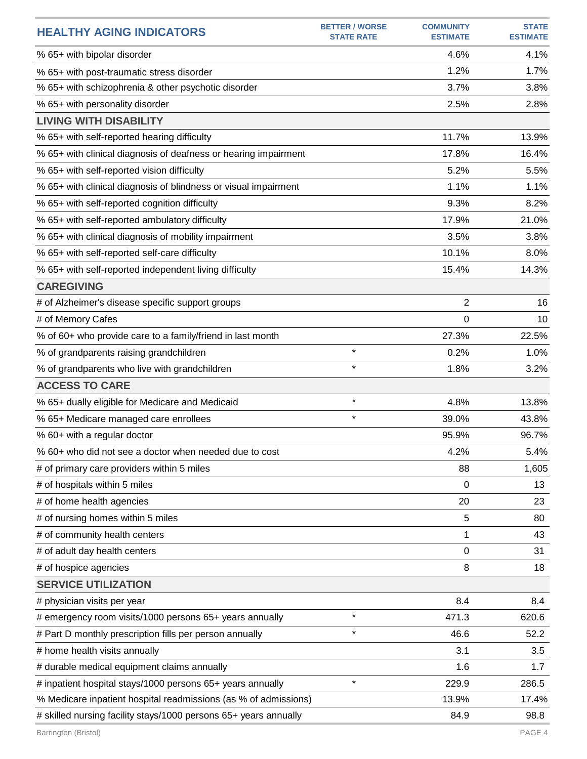| HEALTHY AGING INDICATORS | BETTER / WORSE STATE RATE | COMMUNITY ESTIMATE | STATE ESTIMATE |
|---|---|---|---|
| % 65+ with bipolar disorder | | 4.6% | 4.1% |
| % 65+ with post-traumatic stress disorder | | 1.2% | 1.7% |
| % 65+ with schizophrenia & other psychotic disorder | | 3.7% | 3.8% |
| % 65+ with personality disorder | | 2.5% | 2.8% |
| **LIVING WITH DISABILITY** | | | |
| % 65+ with self-reported hearing difficulty | | 11.7% | 13.9% |
| % 65+ with clinical diagnosis of deafness or hearing impairment | | 17.8% | 16.4% |
| % 65+ with self-reported vision difficulty | | 5.2% | 5.5% |
| % 65+ with clinical diagnosis of blindness or visual impairment | | 1.1% | 1.1% |
| % 65+ with self-reported cognition difficulty | | 9.3% | 8.2% |
| % 65+ with self-reported ambulatory difficulty | | 17.9% | 21.0% |
| % 65+ with clinical diagnosis of mobility impairment | | 3.5% | 3.8% |
| % 65+ with self-reported self-care difficulty | | 10.1% | 8.0% |
| % 65+ with self-reported independent living difficulty | | 15.4% | 14.3% |
| **CAREGIVING** | | | |
| # of Alzheimer's disease specific support groups | | 2 | 16 |
| # of Memory Cafes | | 0 | 10 |
| % of 60+ who provide care to a family/friend in last month | | 27.3% | 22.5% |
| % of grandparents raising grandchildren | * | 0.2% | 1.0% |
| % of grandparents who live with grandchildren | * | 1.8% | 3.2% |
| **ACCESS TO CARE** | | | |
| % 65+ dually eligible for Medicare and Medicaid | * | 4.8% | 13.8% |
| % 65+ Medicare managed care enrollees | * | 39.0% | 43.8% |
| % 60+ with a regular doctor | | 95.9% | 96.7% |
| % 60+ who did not see a doctor when needed due to cost | | 4.2% | 5.4% |
| # of primary care providers within 5 miles | | 88 | 1,605 |
| # of hospitals within 5 miles | | 0 | 13 |
| # of home health agencies | | 20 | 23 |
| # of nursing homes within 5 miles | | 5 | 80 |
| # of community health centers | | 1 | 43 |
| # of adult day health centers | | 0 | 31 |
| # of hospice agencies | | 8 | 18 |
| **SERVICE UTILIZATION** | | | |
| # physician visits per year | | 8.4 | 8.4 |
| # emergency room visits/1000 persons 65+ years annually | * | 471.3 | 620.6 |
| # Part D monthly prescription fills per person annually | * | 46.6 | 52.2 |
| # home health visits annually | | 3.1 | 3.5 |
| # durable medical equipment claims annually | | 1.6 | 1.7 |
| # inpatient hospital stays/1000 persons 65+ years annually | * | 229.9 | 286.5 |
| % Medicare inpatient hospital readmissions (as % of admissions) | | 13.9% | 17.4% |
| # skilled nursing facility stays/1000 persons 65+ years annually | | 84.9 | 98.8 |

Barrington (Bristol)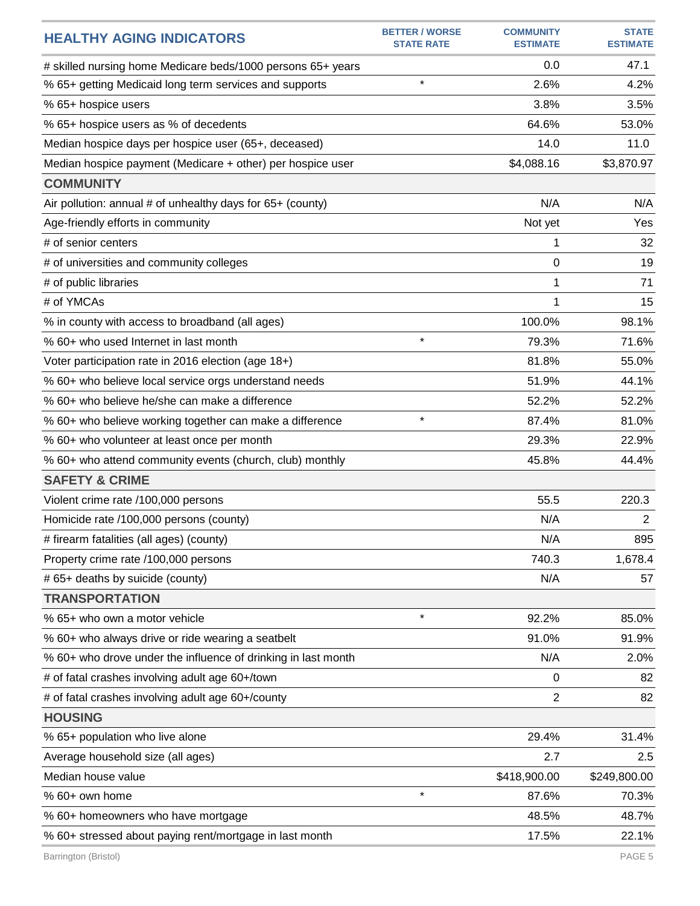| HEALTHY AGING INDICATORS | BETTER / WORSE STATE RATE | COMMUNITY ESTIMATE | STATE ESTIMATE |
|---|---|---|---|
| # skilled nursing home Medicare beds/1000 persons 65+ years | | 0.0 | 47.1 |
| % 65+ getting Medicaid long term services and supports | * | 2.6% | 4.2% |
| % 65+ hospice users | | 3.8% | 3.5% |
| % 65+ hospice users as % of decedents | | 64.6% | 53.0% |
| Median hospice days per hospice user (65+, deceased) | | 14.0 | 11.0 |
| Median hospice payment (Medicare + other) per hospice user | | $4,088.16 | $3,870.97 |
| **COMMUNITY** | | | |
| Air pollution: annual # of unhealthy days for 65+ (county) | | N/A | N/A |
| Age-friendly efforts in community | | Not yet | Yes |
| # of senior centers | | 1 | 32 |
| # of universities and community colleges | | 0 | 19 |
| # of public libraries | | 1 | 71 |
| # of YMCAs | | 1 | 15 |
| % in county with access to broadband (all ages) | | 100.0% | 98.1% |
| % 60+ who used Internet in last month | * | 79.3% | 71.6% |
| Voter participation rate in 2016 election (age 18+) | | 81.8% | 55.0% |
| % 60+ who believe local service orgs understand needs | | 51.9% | 44.1% |
| % 60+ who believe he/she can make a difference | | 52.2% | 52.2% |
| % 60+ who believe working together can make a difference | * | 87.4% | 81.0% |
| % 60+ who volunteer at least once per month | | 29.3% | 22.9% |
| % 60+ who attend community events (church, club) monthly | | 45.8% | 44.4% |
| **SAFETY & CRIME** | | | |
| Violent crime rate /100,000 persons | | 55.5 | 220.3 |
| Homicide rate /100,000 persons (county) | | N/A | 2 |
| # firearm fatalities (all ages) (county) | | N/A | 895 |
| Property crime rate /100,000 persons | | 740.3 | 1,678.4 |
| # 65+ deaths by suicide (county) | | N/A | 57 |
| **TRANSPORTATION** | | | |
| % 65+ who own a motor vehicle | * | 92.2% | 85.0% |
| % 60+ who always drive or ride wearing a seatbelt | | 91.0% | 91.9% |
| % 60+ who drove under the influence of drinking in last month | | N/A | 2.0% |
| # of fatal crashes involving adult age 60+/town | | 0 | 82 |
| # of fatal crashes involving adult age 60+/county | | 2 | 82 |
| **HOUSING** | | | |
| % 65+ population who live alone | | 29.4% | 31.4% |
| Average household size (all ages) | | 2.7 | 2.5 |
| Median house value | | $418,900.00 | $249,800.00 |
| % 60+ own home | * | 87.6% | 70.3% |
| % 60+ homeowners who have mortgage | | 48.5% | 48.7% |
| % 60+ stressed about paying rent/mortgage in last month | | 17.5% | 22.1% |

Barrington (Bristol)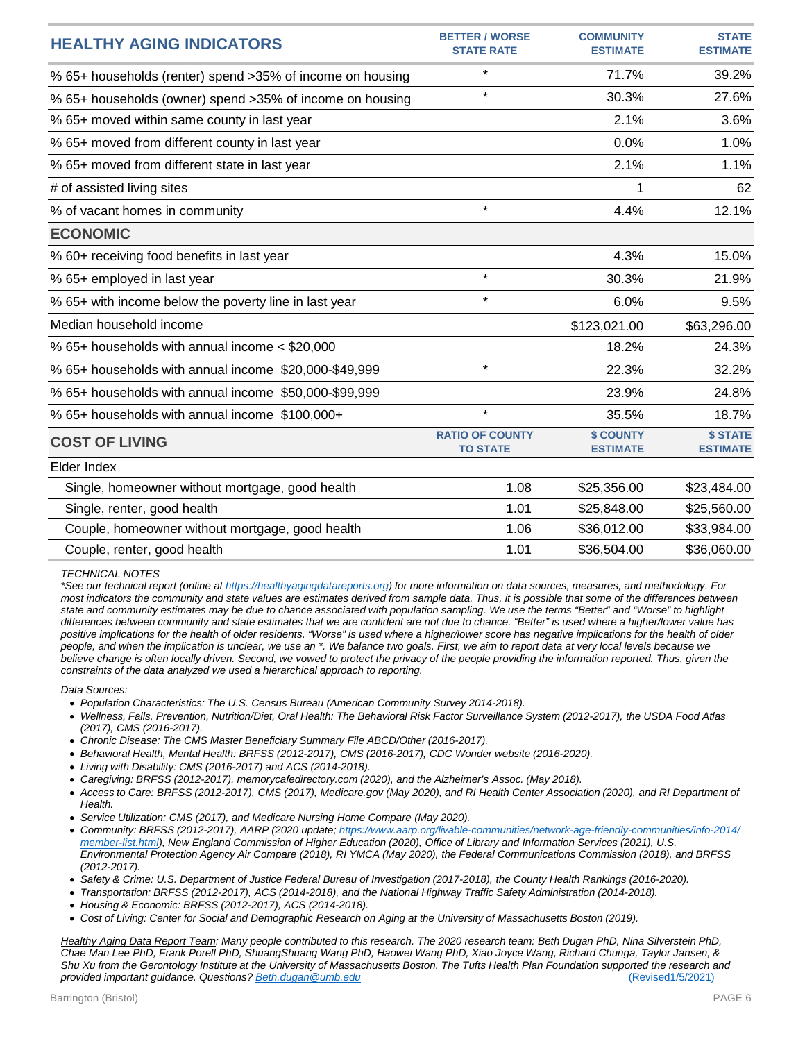| HEALTHY AGING INDICATORS | BETTER / WORSE STATE RATE | COMMUNITY ESTIMATE | STATE ESTIMATE |
|---|---|---|---|
| % 65+ households (renter) spend >35% of income on housing | * | 71.7% | 39.2% |
| % 65+ households (owner) spend >35% of income on housing | * | 30.3% | 27.6% |
| % 65+ moved within same county in last year | | 2.1% | 3.6% |
| % 65+ moved from different county in last year | | 0.0% | 1.0% |
| % 65+ moved from different state in last year | | 2.1% | 1.1% |
| # of assisted living sites | | 1 | 62 |
| % of vacant homes in community | * | 4.4% | 12.1% |
| **ECONOMIC** | | | |
| % 60+ receiving food benefits in last year | | 4.3% | 15.0% |
| % 65+ employed in last year | * | 30.3% | 21.9% |
| % 65+ with income below the poverty line in last year | * | 6.0% | 9.5% |
| Median household income | | $123,021.00 | $63,296.00 |
| % 65+ households with annual income < $20,000 | | 18.2% | 24.3% |
| % 65+ households with annual income $20,000-$49,999 | * | 22.3% | 32.2% |
| % 65+ households with annual income $50,000-$99,999 | | 23.9% | 24.8% |
| % 65+ households with annual income $100,000+ | * | 35.5% | 18.7% |

| COST OF LIVING | RATIO OF COUNTY TO STATE | $ COUNTY ESTIMATE | $ STATE ESTIMATE |
|---|---|---|---|
| Elder Index | | | |
| Single, homeowner without mortgage, good health | 1.08 | $25,356.00 | $23,484.00 |
| Single, renter, good health | 1.01 | $25,848.00 | $25,560.00 |
| Couple, homeowner without mortgage, good health | 1.06 | $36,012.00 | $33,984.00 |
| Couple, renter, good health | 1.01 | $36,504.00 | $36,060.00 |

*TECHNICAL NOTES*

*\*See our technical report (online at https://healthyagingdatareports.org) for more information on data sources, measures, and methodology. For most indicators the community and state values are estimates derived from sample data. Thus, it is possible that some of the differences between state and community estimates may be due to chance associated with population sampling. We use the terms "Better" and "Worse" to highlight differences between community and state estimates that we are confident are not due to chance. "Better" is used where a higher/lower value has positive implications for the health of older residents. "Worse" is used where a higher/lower score has negative implications for the health of older people, and when the implication is unclear, we use an \*. We balance two goals. First, we aim to report data at very local levels because we believe change is often locally driven. Second, we vowed to protect the privacy of the people providing the information reported. Thus, given the constraints of the data analyzed we used a hierarchical approach to reporting.*

*Data Sources:*

- *Population Characteristics: The U.S. Census Bureau (American Community Survey 2014-2018).*
- *Wellness, Falls, Prevention, Nutrition/Diet, Oral Health: The Behavioral Risk Factor Surveillance System (2012-2017), the USDA Food Atlas (2017), CMS (2016-2017).*
- *Chronic Disease: The CMS Master Beneficiary Summary File ABCD/Other (2016-2017).*
- *Behavioral Health, Mental Health: BRFSS (2012-2017), CMS (2016-2017), CDC Wonder website (2016-2020).*
- *Living with Disability: CMS (2016-2017) and ACS (2014-2018).*
- *Caregiving: BRFSS (2012-2017), memorycafedirectory.com (2020), and the Alzheimer's Assoc. (May 2018).*
- *Access to Care: BRFSS (2012-2017), CMS (2017), Medicare.gov (May 2020), and RI Health Center Association (2020), and RI Department of Health.*
- *Service Utilization: CMS (2017), and Medicare Nursing Home Compare (May 2020).*
- *Community: BRFSS (2012-2017), AARP (2020 update; https://www.aarp.org/livable-communities/network-age-friendly-communities/info-2014/member-list.html), New England Commission of Higher Education (2020), Office of Library and Information Services (2021), U.S. Environmental Protection Agency Air Compare (2018), RI YMCA (May 2020), the Federal Communications Commission (2018), and BRFSS (2012-2017).*
- *Safety & Crime: U.S. Department of Justice Federal Bureau of Investigation (2017-2018), the County Health Rankings (2016-2020).*
- *Transportation: BRFSS (2012-2017), ACS (2014-2018), and the National Highway Traffic Safety Administration (2014-2018).*
- *Housing & Economic: BRFSS (2012-2017), ACS (2014-2018).*
- *Cost of Living: Center for Social and Demographic Research on Aging at the University of Massachusetts Boston (2019).*

*Healthy Aging Data Report Team: Many people contributed to this research. The 2020 research team: Beth Dugan PhD, Nina Silverstein PhD, Chae Man Lee PhD, Frank Porell PhD, ShuangShuang Wang PhD, Haowei Wang PhD, Xiao Joyce Wang, Richard Chunga, Taylor Jansen, & Shu Xu from the Gerontology Institute at the University of Massachusetts Boston. The Tufts Health Plan Foundation supported the research and provided important guidance. Questions? Beth.dugan@umb.edu* (Revised1/5/2021)